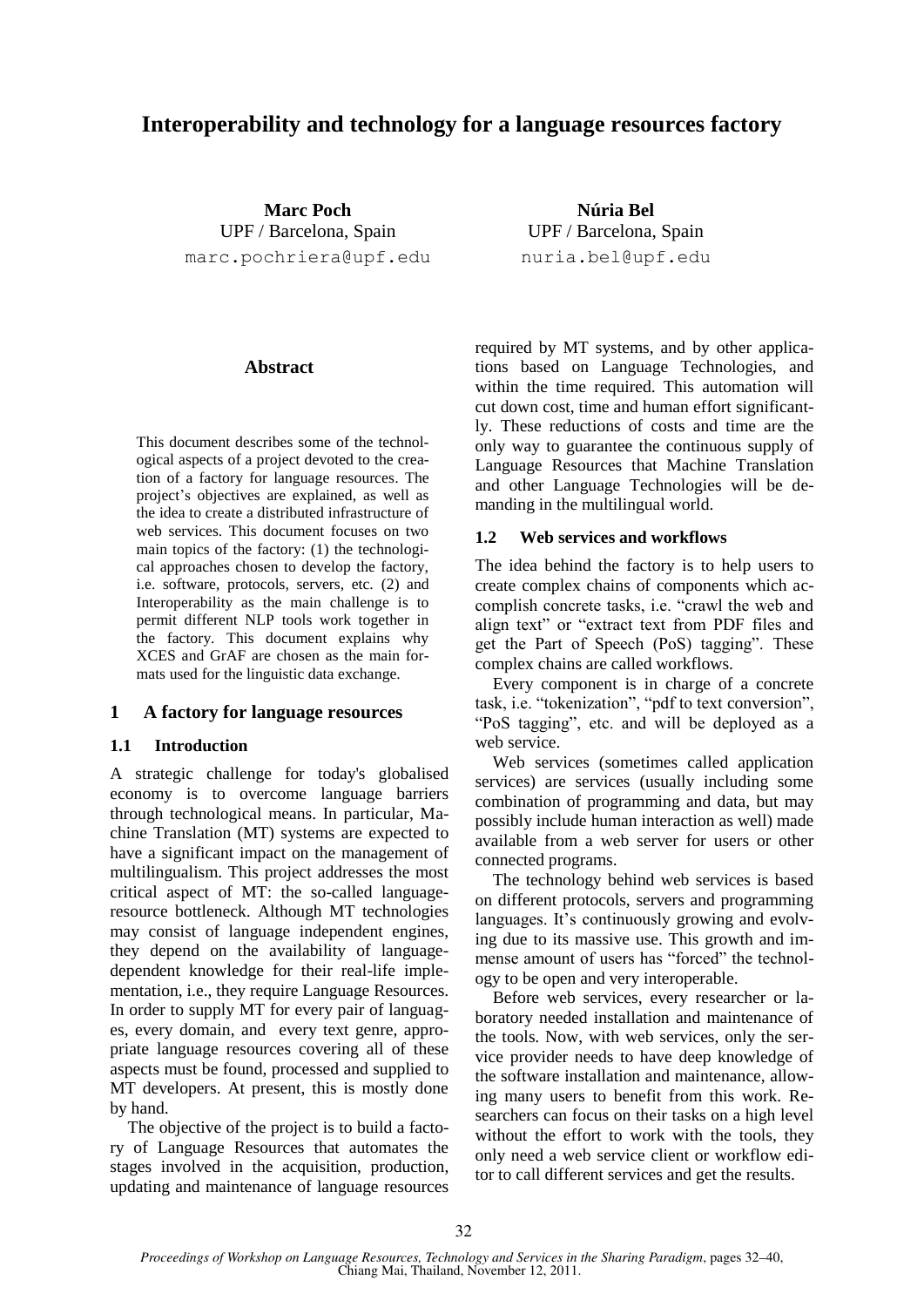# Interoperability and technology for a language resources factory

**Marc Poch**
UPF / Barcelona, Spain
marc.pochriera@upf.edu

**Núria Bel**
UPF / Barcelona, Spain
nuria.bel@upf.edu

## Abstract

This document describes some of the technological aspects of a project devoted to the creation of a factory for language resources. The project's objectives are explained, as well as the idea to create a distributed infrastructure of web services. This document focuses on two main topics of the factory: (1) the technological approaches chosen to develop the factory, i.e. software, protocols, servers, etc. (2) and Interoperability as the main challenge is to permit different NLP tools work together in the factory. This document explains why XCES and GrAF are chosen as the main formats used for the linguistic data exchange.

## 1 A factory for language resources

### 1.1 Introduction

A strategic challenge for today's globalised economy is to overcome language barriers through technological means. In particular, Machine Translation (MT) systems are expected to have a significant impact on the management of multilingualism. This project addresses the most critical aspect of MT: the so-called language-resource bottleneck. Although MT technologies may consist of language independent engines, they depend on the availability of language-dependent knowledge for their real-life implementation, i.e., they require Language Resources. In order to supply MT for every pair of languages, every domain, and every text genre, appropriate language resources covering all of these aspects must be found, processed and supplied to MT developers. At present, this is mostly done by hand.

The objective of the project is to build a factory of Language Resources that automates the stages involved in the acquisition, production, updating and maintenance of language resources required by MT systems, and by other applications based on Language Technologies, and within the time required. This automation will cut down cost, time and human effort significantly. These reductions of costs and time are the only way to guarantee the continuous supply of Language Resources that Machine Translation and other Language Technologies will be demanding in the multilingual world.

### 1.2 Web services and workflows

The idea behind the factory is to help users to create complex chains of components which accomplish concrete tasks, i.e. "crawl the web and align text" or "extract text from PDF files and get the Part of Speech (PoS) tagging". These complex chains are called workflows.

Every component is in charge of a concrete task, i.e. "tokenization", "pdf to text conversion", "PoS tagging", etc. and will be deployed as a web service.

Web services (sometimes called application services) are services (usually including some combination of programming and data, but may possibly include human interaction as well) made available from a web server for users or other connected programs.

The technology behind web services is based on different protocols, servers and programming languages. It's continuously growing and evolving due to its massive use. This growth and immense amount of users has "forced" the technology to be open and very interoperable.

Before web services, every researcher or laboratory needed installation and maintenance of the tools. Now, with web services, only the service provider needs to have deep knowledge of the software installation and maintenance, allowing many users to benefit from this work. Researchers can focus on their tasks on a high level without the effort to work with the tools, they only need a web service client or workflow editor to call different services and get the results.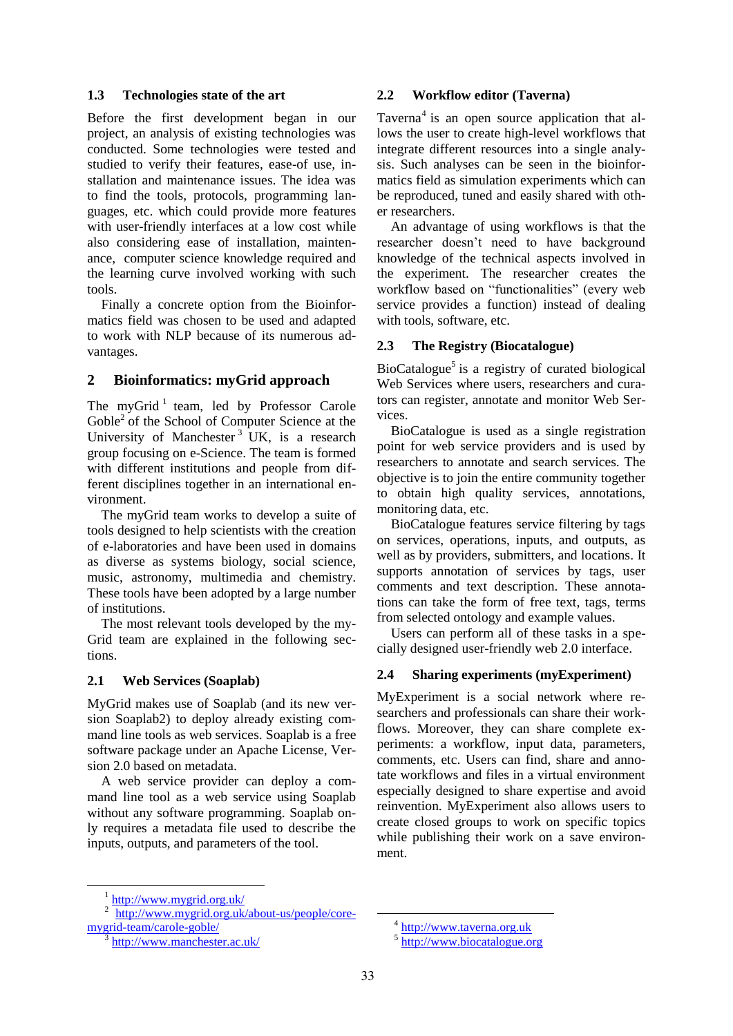### 1.3 Technologies state of the art

Before the first development began in our project, an analysis of existing technologies was conducted. Some technologies were tested and studied to verify their features, ease-of use, installation and maintenance issues. The idea was to find the tools, protocols, programming languages, etc. which could provide more features with user-friendly interfaces at a low cost while also considering ease of installation, maintenance, computer science knowledge required and the learning curve involved working with such tools.

Finally a concrete option from the Bioinformatics field was chosen to be used and adapted to work with NLP because of its numerous advantages.

## 2 Bioinformatics: myGrid approach

The myGrid [1] team, led by Professor Carole Goble[2] of the School of Computer Science at the University of Manchester [3] UK, is a research group focusing on e-Science. The team is formed with different institutions and people from different disciplines together in an international environment.

The myGrid team works to develop a suite of tools designed to help scientists with the creation of e-laboratories and have been used in domains as diverse as systems biology, social science, music, astronomy, multimedia and chemistry. These tools have been adopted by a large number of institutions.

The most relevant tools developed by the myGrid team are explained in the following sections.

### 2.1 Web Services (Soaplab)

MyGrid makes use of Soaplab (and its new version Soaplab2) to deploy already existing command line tools as web services. Soaplab is a free software package under an Apache License, Version 2.0 based on metadata.

A web service provider can deploy a command line tool as a web service using Soaplab without any software programming. Soaplab only requires a metadata file used to describe the inputs, outputs, and parameters of the tool.

### 2.2 Workflow editor (Taverna)

Taverna[4] is an open source application that allows the user to create high-level workflows that integrate different resources into a single analysis. Such analyses can be seen in the bioinformatics field as simulation experiments which can be reproduced, tuned and easily shared with other researchers.

An advantage of using workflows is that the researcher doesn't need to have background knowledge of the technical aspects involved in the experiment. The researcher creates the workflow based on "functionalities" (every web service provides a function) instead of dealing with tools, software, etc.

### 2.3 The Registry (Biocatalogue)

BioCatalogue[5] is a registry of curated biological Web Services where users, researchers and curators can register, annotate and monitor Web Services.

BioCatalogue is used as a single registration point for web service providers and is used by researchers to annotate and search services. The objective is to join the entire community together to obtain high quality services, annotations, monitoring data, etc.

BioCatalogue features service filtering by tags on services, operations, inputs, and outputs, as well as by providers, submitters, and locations. It supports annotation of services by tags, user comments and text description. These annotations can take the form of free text, tags, terms from selected ontology and example values.

Users can perform all of these tasks in a specially designed user-friendly web 2.0 interface.

### 2.4 Sharing experiments (myExperiment)

MyExperiment is a social network where researchers and professionals can share their workflows. Moreover, they can share complete experiments: a workflow, input data, parameters, comments, etc. Users can find, share and annotate workflows and files in a virtual environment especially designed to share expertise and avoid reinvention. MyExperiment also allows users to create closed groups to work on specific topics while publishing their work on a save environment.

---

[1] http://www.mygrid.org.uk/

[2] http://www.mygrid.org.uk/about-us/people/core-mygrid-team/carole-goble/

[3] http://www.manchester.ac.uk/

[4] http://www.taverna.org.uk

[5] http://www.biocatalogue.org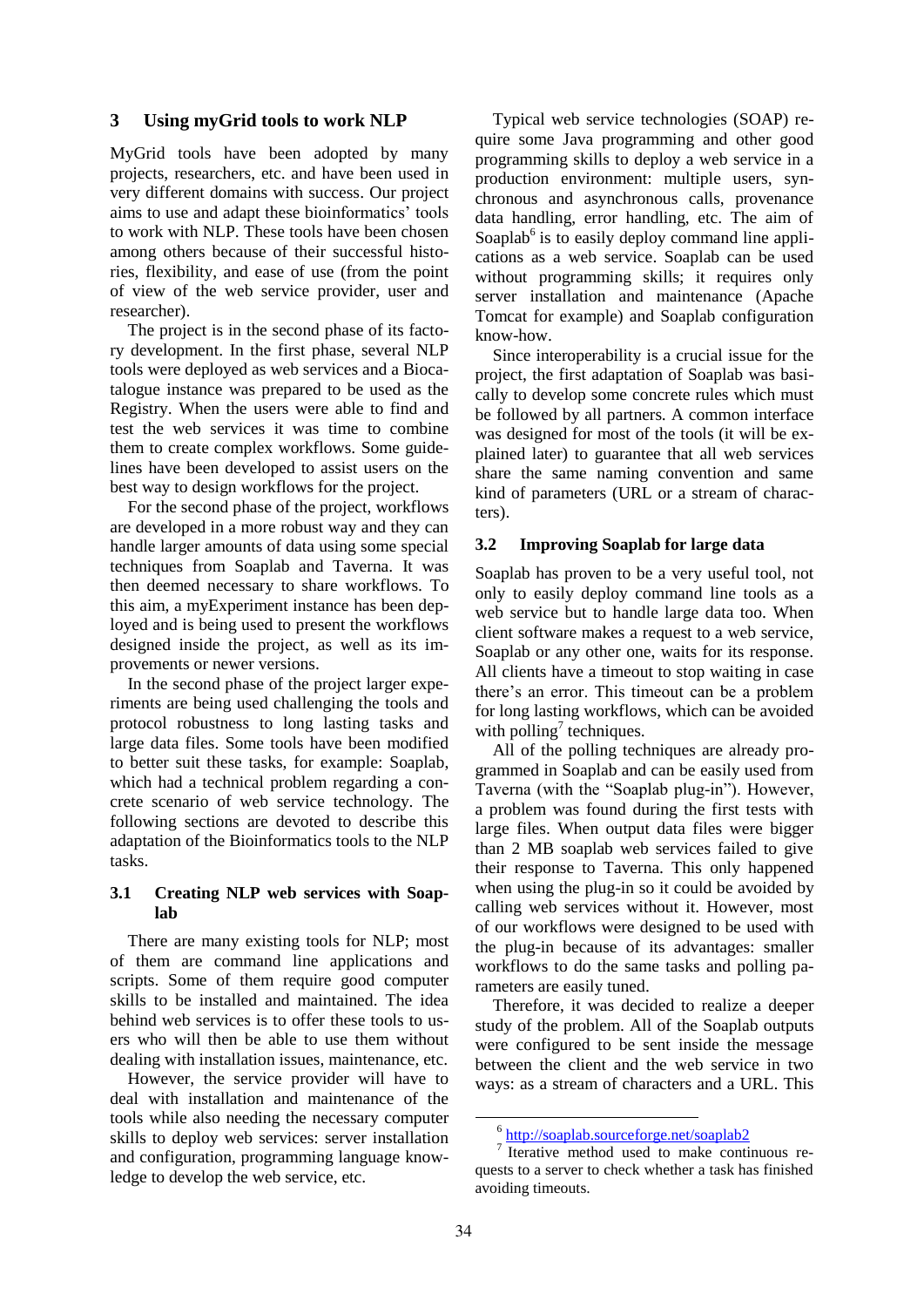## 3 Using myGrid tools to work NLP

MyGrid tools have been adopted by many projects, researchers, etc. and have been used in very different domains with success. Our project aims to use and adapt these bioinformatics' tools to work with NLP. These tools have been chosen among others because of their successful histories, flexibility, and ease of use (from the point of view of the web service provider, user and researcher).

The project is in the second phase of its factory development. In the first phase, several NLP tools were deployed as web services and a Biocatalogue instance was prepared to be used as the Registry. When the users were able to find and test the web services it was time to combine them to create complex workflows. Some guidelines have been developed to assist users on the best way to design workflows for the project.

For the second phase of the project, workflows are developed in a more robust way and they can handle larger amounts of data using some special techniques from Soaplab and Taverna. It was then deemed necessary to share workflows. To this aim, a myExperiment instance has been deployed and is being used to present the workflows designed inside the project, as well as its improvements or newer versions.

In the second phase of the project larger experiments are being used challenging the tools and protocol robustness to long lasting tasks and large data files. Some tools have been modified to better suit these tasks, for example: Soaplab, which had a technical problem regarding a concrete scenario of web service technology. The following sections are devoted to describe this adaptation of the Bioinformatics tools to the NLP tasks.

### 3.1 Creating NLP web services with Soaplab

There are many existing tools for NLP; most of them are command line applications and scripts. Some of them require good computer skills to be installed and maintained. The idea behind web services is to offer these tools to users who will then be able to use them without dealing with installation issues, maintenance, etc.

However, the service provider will have to deal with installation and maintenance of the tools while also needing the necessary computer skills to deploy web services: server installation and configuration, programming language knowledge to develop the web service, etc.

Typical web service technologies (SOAP) require some Java programming and other good programming skills to deploy a web service in a production environment: multiple users, synchronous and asynchronous calls, provenance data handling, error handling, etc. The aim of Soaplab[6] is to easily deploy command line applications as a web service. Soaplab can be used without programming skills; it requires only server installation and maintenance (Apache Tomcat for example) and Soaplab configuration know-how.

Since interoperability is a crucial issue for the project, the first adaptation of Soaplab was basically to develop some concrete rules which must be followed by all partners. A common interface was designed for most of the tools (it will be explained later) to guarantee that all web services share the same naming convention and same kind of parameters (URL or a stream of characters).

### 3.2 Improving Soaplab for large data

Soaplab has proven to be a very useful tool, not only to easily deploy command line tools as a web service but to handle large data too. When client software makes a request to a web service, Soaplab or any other one, waits for its response. All clients have a timeout to stop waiting in case there's an error. This timeout can be a problem for long lasting workflows, which can be avoided with polling[7] techniques.

All of the polling techniques are already programmed in Soaplab and can be easily used from Taverna (with the "Soaplab plug-in"). However, a problem was found during the first tests with large files. When output data files were bigger than 2 MB soaplab web services failed to give their response to Taverna. This only happened when using the plug-in so it could be avoided by calling web services without it. However, most of our workflows were designed to be used with the plug-in because of its advantages: smaller workflows to do the same tasks and polling parameters are easily tuned.

Therefore, it was decided to realize a deeper study of the problem. All of the Soaplab outputs were configured to be sent inside the message between the client and the web service in two ways: as a stream of characters and a URL. This

[6] http://soaplab.sourceforge.net/soaplab2

[7] Iterative method used to make continuous requests to a server to check whether a task has finished avoiding timeouts.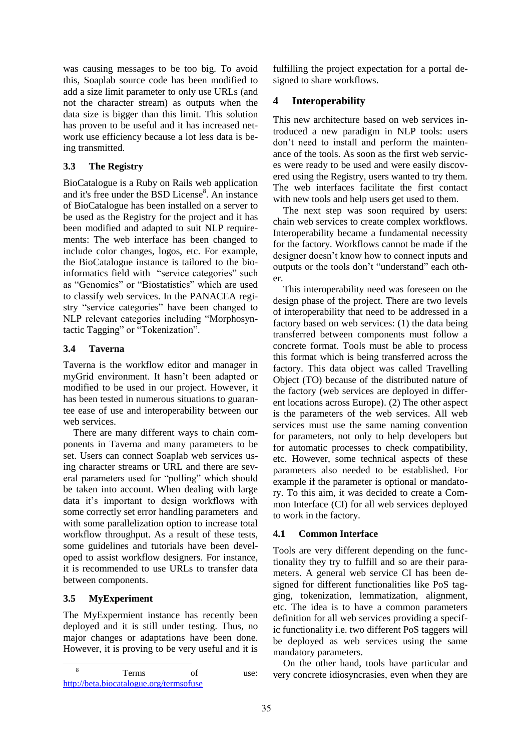was causing messages to be too big. To avoid this, Soaplab source code has been modified to add a size limit parameter to only use URLs (and not the character stream) as outputs when the data size is bigger than this limit. This solution has proven to be useful and it has increased network use efficiency because a lot less data is being transmitted.

### 3.3 The Registry

BioCatalogue is a Ruby on Rails web application and it's free under the BSD License[8]. An instance of BioCatalogue has been installed on a server to be used as the Registry for the project and it has been modified and adapted to suit NLP requirements: The web interface has been changed to include color changes, logos, etc. For example, the BioCatalogue instance is tailored to the bioinformatics field with "service categories" such as "Genomics" or "Biostatistics" which are used to classify web services. In the PANACEA registry "service categories" have been changed to NLP relevant categories including "Morphosyntactic Tagging" or "Tokenization".

### 3.4 Taverna

Taverna is the workflow editor and manager in myGrid environment. It hasn't been adapted or modified to be used in our project. However, it has been tested in numerous situations to guarantee ease of use and interoperability between our web services.

There are many different ways to chain components in Taverna and many parameters to be set. Users can connect Soaplab web services using character streams or URL and there are several parameters used for "polling" which should be taken into account. When dealing with large data it's important to design workflows with some correctly set error handling parameters and with some parallelization option to increase total workflow throughput. As a result of these tests, some guidelines and tutorials have been developed to assist workflow designers. For instance, it is recommended to use URLs to transfer data between components.

### 3.5 MyExperiment

The MyExpermient instance has recently been deployed and it is still under testing. Thus, no major changes or adaptations have been done. However, it is proving to be very useful and it is fulfilling the project expectation for a portal designed to share workflows.

## 4 Interoperability

This new architecture based on web services introduced a new paradigm in NLP tools: users don't need to install and perform the maintenance of the tools. As soon as the first web services were ready to be used and were easily discovered using the Registry, users wanted to try them. The web interfaces facilitate the first contact with new tools and help users get used to them.

The next step was soon required by users: chain web services to create complex workflows. Interoperability became a fundamental necessity for the factory. Workflows cannot be made if the designer doesn't know how to connect inputs and outputs or the tools don't "understand" each other.

This interoperability need was foreseen on the design phase of the project. There are two levels of interoperability that need to be addressed in a factory based on web services: (1) the data being transferred between components must follow a concrete format. Tools must be able to process this format which is being transferred across the factory. This data object was called Travelling Object (TO) because of the distributed nature of the factory (web services are deployed in different locations across Europe). (2) The other aspect is the parameters of the web services. All web services must use the same naming convention for parameters, not only to help developers but for automatic processes to check compatibility, etc. However, some technical aspects of these parameters also needed to be established. For example if the parameter is optional or mandatory. To this aim, it was decided to create a Common Interface (CI) for all web services deployed to work in the factory.

### 4.1 Common Interface

Tools are very different depending on the functionality they try to fulfill and so are their parameters. A general web service CI has been designed for different functionalities like PoS tagging, tokenization, lemmatization, alignment, etc. The idea is to have a common parameters definition for all web services providing a specific functionality i.e. two different PoS taggers will be deployed as web services using the same mandatory parameters.

On the other hand, tools have particular and very concrete idiosyncrasies, even when they are

[8] Terms of use: http://beta.biocatalogue.org/termsofuse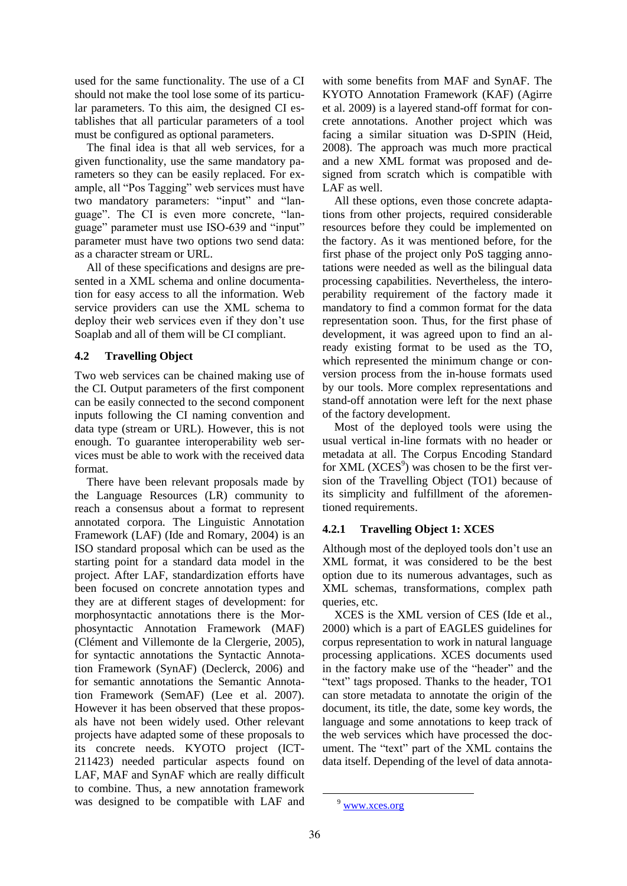used for the same functionality. The use of a CI should not make the tool lose some of its particular parameters. To this aim, the designed CI establishes that all particular parameters of a tool must be configured as optional parameters.

The final idea is that all web services, for a given functionality, use the same mandatory parameters so they can be easily replaced. For example, all "Pos Tagging" web services must have two mandatory parameters: "input" and "language". The CI is even more concrete, "language" parameter must use ISO-639 and "input" parameter must have two options two send data: as a character stream or URL.

All of these specifications and designs are presented in a XML schema and online documentation for easy access to all the information. Web service providers can use the XML schema to deploy their web services even if they don't use Soaplab and all of them will be CI compliant.

### 4.2 Travelling Object

Two web services can be chained making use of the CI. Output parameters of the first component can be easily connected to the second component inputs following the CI naming convention and data type (stream or URL). However, this is not enough. To guarantee interoperability web services must be able to work with the received data format.

There have been relevant proposals made by the Language Resources (LR) community to reach a consensus about a format to represent annotated corpora. The Linguistic Annotation Framework (LAF) (Ide and Romary, 2004) is an ISO standard proposal which can be used as the starting point for a standard data model in the project. After LAF, standardization efforts have been focused on concrete annotation types and they are at different stages of development: for morphosyntactic annotations there is the Morphosyntactic Annotation Framework (MAF) (Clément and Villemonte de la Clergerie, 2005), for syntactic annotations the Syntactic Annotation Framework (SynAF) (Declerck, 2006) and for semantic annotations the Semantic Annotation Framework (SemAF) (Lee et al. 2007). However it has been observed that these proposals have not been widely used. Other relevant projects have adapted some of these proposals to its concrete needs. KYOTO project (ICT-211423) needed particular aspects found on LAF, MAF and SynAF which are really difficult to combine. Thus, a new annotation framework was designed to be compatible with LAF and with some benefits from MAF and SynAF. The KYOTO Annotation Framework (KAF) (Agirre et al. 2009) is a layered stand-off format for concrete annotations. Another project which was facing a similar situation was D-SPIN (Heid, 2008). The approach was much more practical and a new XML format was proposed and designed from scratch which is compatible with LAF as well.

All these options, even those concrete adaptations from other projects, required considerable resources before they could be implemented on the factory. As it was mentioned before, for the first phase of the project only PoS tagging annotations were needed as well as the bilingual data processing capabilities. Nevertheless, the interoperability requirement of the factory made it mandatory to find a common format for the data representation soon. Thus, for the first phase of development, it was agreed upon to find an already existing format to be used as the TO, which represented the minimum change or conversion process from the in-house formats used by our tools. More complex representations and stand-off annotation were left for the next phase of the factory development.

Most of the deployed tools were using the usual vertical in-line formats with no header or metadata at all. The Corpus Encoding Standard for XML (XCES[9]) was chosen to be the first version of the Travelling Object (TO1) because of its simplicity and fulfillment of the aforementioned requirements.

#### 4.2.1 Travelling Object 1: XCES

Although most of the deployed tools don't use an XML format, it was considered to be the best option due to its numerous advantages, such as XML schemas, transformations, complex path queries, etc.

XCES is the XML version of CES (Ide et al., 2000) which is a part of EAGLES guidelines for corpus representation to work in natural language processing applications. XCES documents used in the factory make use of the "header" and the "text" tags proposed. Thanks to the header, TO1 can store metadata to annotate the origin of the document, its title, the date, some key words, the language and some annotations to keep track of the web services which have processed the document. The "text" part of the XML contains the data itself. Depending of the level of data annota-

[9] www.xces.org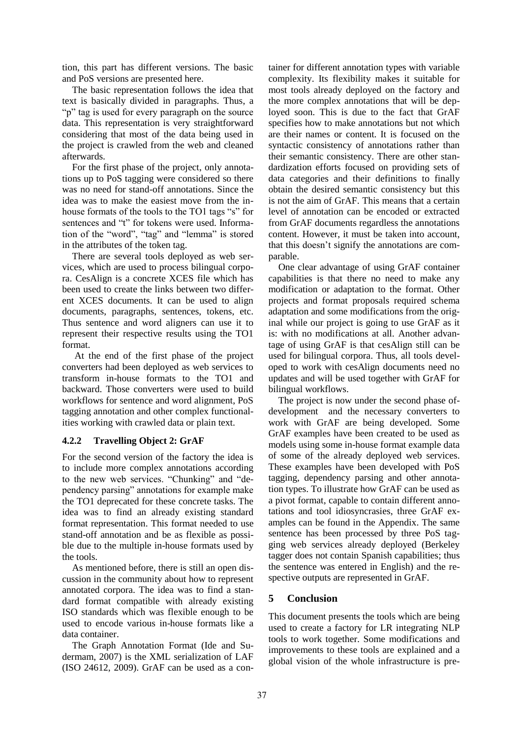tion, this part has different versions. The basic and PoS versions are presented here.

The basic representation follows the idea that text is basically divided in paragraphs. Thus, a "p" tag is used for every paragraph on the source data. This representation is very straightforward considering that most of the data being used in the project is crawled from the web and cleaned afterwards.

For the first phase of the project, only annotations up to PoS tagging were considered so there was no need for stand-off annotations. Since the idea was to make the easiest move from the in-house formats of the tools to the TO1 tags "s" for sentences and "t" for tokens were used. Information of the "word", "tag" and "lemma" is stored in the attributes of the token tag.

There are several tools deployed as web services, which are used to process bilingual corpora. CesAlign is a concrete XCES file which has been used to create the links between two different XCES documents. It can be used to align documents, paragraphs, sentences, tokens, etc. Thus sentence and word aligners can use it to represent their respective results using the TO1 format.

At the end of the first phase of the project converters had been deployed as web services to transform in-house formats to the TO1 and backward. Those converters were used to build workflows for sentence and word alignment, PoS tagging annotation and other complex functionalities working with crawled data or plain text.

#### 4.2.2 Travelling Object 2: GrAF

For the second version of the factory the idea is to include more complex annotations according to the new web services. "Chunking" and "dependency parsing" annotations for example make the TO1 deprecated for these concrete tasks. The idea was to find an already existing standard format representation. This format needed to use stand-off annotation and be as flexible as possible due to the multiple in-house formats used by the tools.

As mentioned before, there is still an open discussion in the community about how to represent annotated corpora. The idea was to find a standard format compatible with already existing ISO standards which was flexible enough to be used to encode various in-house formats like a data container.

The Graph Annotation Format (Ide and Sudermam, 2007) is the XML serialization of LAF (ISO 24612, 2009). GrAF can be used as a container for different annotation types with variable complexity. Its flexibility makes it suitable for most tools already deployed on the factory and the more complex annotations that will be deployed soon. This is due to the fact that GrAF specifies how to make annotations but not which are their names or content. It is focused on the syntactic consistency of annotations rather than their semantic consistency. There are other standardization efforts focused on providing sets of data categories and their definitions to finally obtain the desired semantic consistency but this is not the aim of GrAF. This means that a certain level of annotation can be encoded or extracted from GrAF documents regardless the annotations content. However, it must be taken into account, that this doesn't signify the annotations are comparable.

One clear advantage of using GrAF container capabilities is that there no need to make any modification or adaptation to the format. Other projects and format proposals required schema adaptation and some modifications from the original while our project is going to use GrAF as it is: with no modifications at all. Another advantage of using GrAF is that cesAlign still can be used for bilingual corpora. Thus, all tools developed to work with cesAlign documents need no updates and will be used together with GrAF for bilingual workflows.

The project is now under the second phase of development and the necessary converters to work with GrAF are being developed. Some GrAF examples have been created to be used as models using some in-house format example data of some of the already deployed web services. These examples have been developed with PoS tagging, dependency parsing and other annotation types. To illustrate how GrAF can be used as a pivot format, capable to contain different annotations and tool idiosyncrasies, three GrAF examples can be found in the Appendix. The same sentence has been processed by three PoS tagging web services already deployed (Berkeley tagger does not contain Spanish capabilities; thus the sentence was entered in English) and the respective outputs are represented in GrAF.

## 5 Conclusion

This document presents the tools which are being used to create a factory for LR integrating NLP tools to work together. Some modifications and improvements to these tools are explained and a global vision of the whole infrastructure is pre-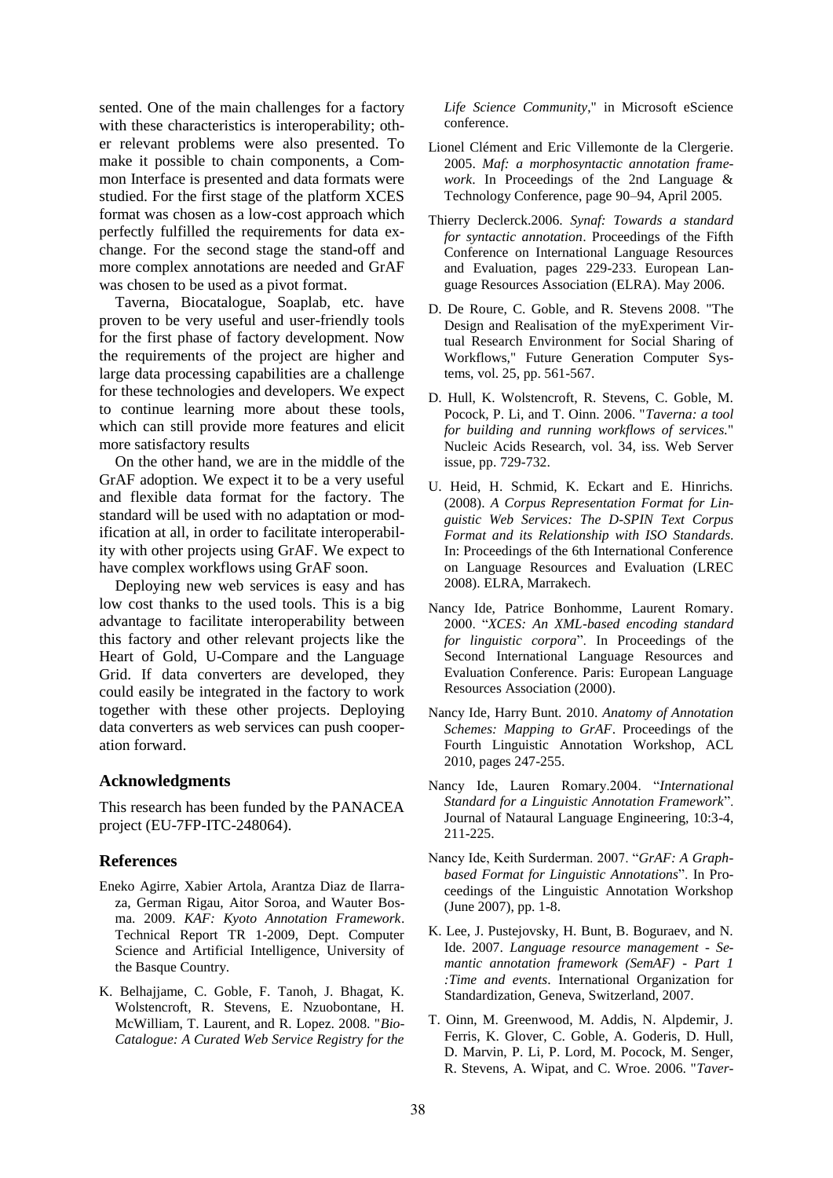sented. One of the main challenges for a factory with these characteristics is interoperability; other relevant problems were also presented. To make it possible to chain components, a Common Interface is presented and data formats were studied. For the first stage of the platform XCES format was chosen as a low-cost approach which perfectly fulfilled the requirements for data exchange. For the second stage the stand-off and more complex annotations are needed and GrAF was chosen to be used as a pivot format.

Taverna, Biocatalogue, Soaplab, etc. have proven to be very useful and user-friendly tools for the first phase of factory development. Now the requirements of the project are higher and large data processing capabilities are a challenge for these technologies and developers. We expect to continue learning more about these tools, which can still provide more features and elicit more satisfactory results

On the other hand, we are in the middle of the GrAF adoption. We expect it to be a very useful and flexible data format for the factory. The standard will be used with no adaptation or modification at all, in order to facilitate interoperability with other projects using GrAF. We expect to have complex workflows using GrAF soon.

Deploying new web services is easy and has low cost thanks to the used tools. This is a big advantage to facilitate interoperability between this factory and other relevant projects like the Heart of Gold, U-Compare and the Language Grid. If data converters are developed, they could easily be integrated in the factory to work together with these other projects. Deploying data converters as web services can push cooperation forward.

## Acknowledgments

This research has been funded by the PANACEA project (EU-7FP-ITC-248064).

## References

Eneko Agirre, Xabier Artola, Arantza Diaz de Ilarraza, German Rigau, Aitor Soroa, and Wauter Bosma. 2009. *KAF: Kyoto Annotation Framework*. Technical Report TR 1-2009, Dept. Computer Science and Artificial Intelligence, University of the Basque Country.

K. Belhajjame, C. Goble, F. Tanoh, J. Bhagat, K. Wolstencroft, R. Stevens, E. Nzuobontane, H. McWilliam, T. Laurent, and R. Lopez. 2008. "*BioCatalogue: A Curated Web Service Registry for the Life Science Community*," in Microsoft eScience conference.

Lionel Clément and Eric Villemonte de la Clergerie. 2005. *Maf: a morphosyntactic annotation framework*. In Proceedings of the 2nd Language & Technology Conference, page 90–94, April 2005.

Thierry Declerck.2006. *Synaf: Towards a standard for syntactic annotation*. Proceedings of the Fifth Conference on International Language Resources and Evaluation, pages 229-233. European Language Resources Association (ELRA). May 2006.

D. De Roure, C. Goble, and R. Stevens 2008. "The Design and Realisation of the myExperiment Virtual Research Environment for Social Sharing of Workflows," Future Generation Computer Systems, vol. 25, pp. 561-567.

D. Hull, K. Wolstencroft, R. Stevens, C. Goble, M. Pocock, P. Li, and T. Oinn. 2006. "*Taverna: a tool for building and running workflows of services.*" Nucleic Acids Research, vol. 34, iss. Web Server issue, pp. 729-732.

U. Heid, H. Schmid, K. Eckart and E. Hinrichs. (2008). *A Corpus Representation Format for Linguistic Web Services: The D-SPIN Text Corpus Format and its Relationship with ISO Standards*. In: Proceedings of the 6th International Conference on Language Resources and Evaluation (LREC 2008). ELRA, Marrakech.

Nancy Ide, Patrice Bonhomme, Laurent Romary. 2000. "*XCES: An XML-based encoding standard for linguistic corpora*". In Proceedings of the Second International Language Resources and Evaluation Conference. Paris: European Language Resources Association (2000).

Nancy Ide, Harry Bunt. 2010. *Anatomy of Annotation Schemes: Mapping to GrAF*. Proceedings of the Fourth Linguistic Annotation Workshop, ACL 2010, pages 247-255.

Nancy Ide, Lauren Romary.2004. "*International Standard for a Linguistic Annotation Framework*". Journal of Nataural Language Engineering, 10:3-4, 211-225.

Nancy Ide, Keith Surderman. 2007. "*GrAF: A Graph-based Format for Linguistic Annotations*". In Proceedings of the Linguistic Annotation Workshop (June 2007), pp. 1-8.

K. Lee, J. Pustejovsky, H. Bunt, B. Boguraev, and N. Ide. 2007. *Language resource management - Semantic annotation framework (SemAF) - Part 1 :Time and events*. International Organization for Standardization, Geneva, Switzerland, 2007.

T. Oinn, M. Greenwood, M. Addis, N. Alpdemir, J. Ferris, K. Glover, C. Goble, A. Goderis, D. Hull, D. Marvin, P. Li, P. Lord, M. Pocock, M. Senger, R. Stevens, A. Wipat, and C. Wroe. 2006. "*Taver-*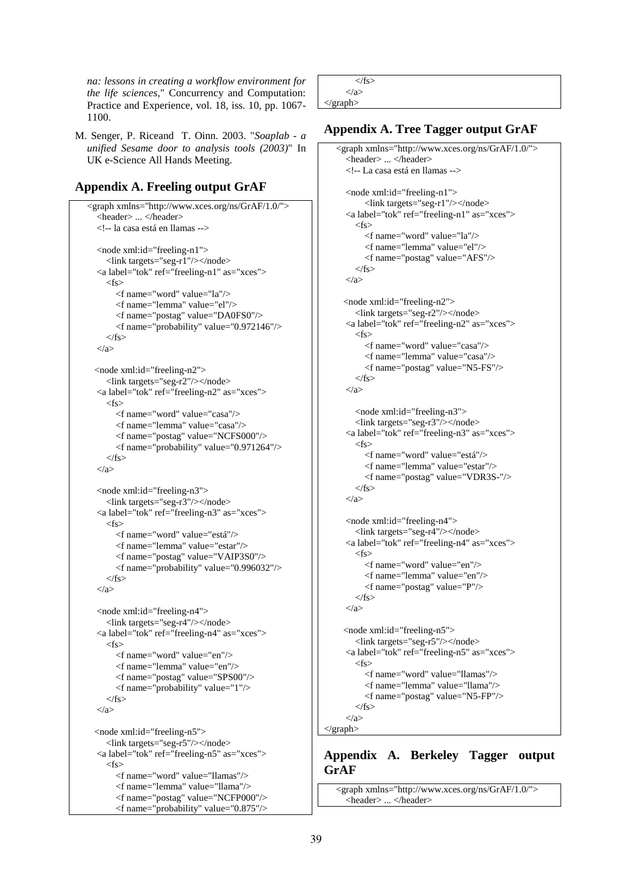*na: lessons in creating a workflow environment for the life sciences*," Concurrency and Computation: Practice and Experience, vol. 18, iss. 10, pp. 1067-1100.

M. Senger, P. Riceand T. Oinn. 2003. "*Soaplab - a unified Sesame door to analysis tools (2003)*" In UK e-Science All Hands Meeting.

## Appendix A. Freeling output GrAF

```
<graph xmlns="http://www.xces.org/ns/GrAF/1.0/">
  <header> ... </header>
  <!-- la casa está en llamas -->

  <node xml:id="freeling-n1">
    <link targets="seg-r1"/></node>
  <a label="tok" ref="freeling-n1" as="xces">
    <fs>
      <f name="word" value="la"/>
      <f name="lemma" value="el"/>
      <f name="postag" value="DA0FS0"/>
      <f name="probability" value="0.972146"/>
    </fs>
  </a>

  <node xml:id="freeling-n2">
    <link targets="seg-r2"/></node>
  <a label="tok" ref="freeling-n2" as="xces">
    <fs>
      <f name="word" value="casa"/>
      <f name="lemma" value="casa"/>
      <f name="postag" value="NCFS000"/>
      <f name="probability" value="0.971264"/>
    </fs>
  </a>

  <node xml:id="freeling-n3">
    <link targets="seg-r3"/></node>
  <a label="tok" ref="freeling-n3" as="xces">
    <fs>
      <f name="word" value="está"/>
      <f name="lemma" value="estar"/>
      <f name="postag" value="VAIP3S0"/>
      <f name="probability" value="0.996032"/>
    </fs>
  </a>

  <node xml:id="freeling-n4">
    <link targets="seg-r4"/></node>
  <a label="tok" ref="freeling-n4" as="xces">
    <fs>
      <f name="word" value="en"/>
      <f name="lemma" value="en"/>
      <f name="postag" value="SPS00"/>
      <f name="probability" value="1"/>
    </fs>
  </a>

  <node xml:id="freeling-n5">
    <link targets="seg-r5"/></node>
  <a label="tok" ref="freeling-n5" as="xces">
    <fs>
      <f name="word" value="llamas"/>
      <f name="lemma" value="llama"/>
      <f name="postag" value="NCFP000"/>
      <f name="probability" value="0.875"/>
    </fs>
  </a>
</graph>
```

## Appendix A. Tree Tagger output GrAF

```
<graph xmlns="http://www.xces.org/ns/GrAF/1.0/">
  <header> ... </header>
  <!-- La casa está en llamas -->

  <node xml:id="freeling-n1">
    <link targets="seg-r1"/></node>
  <a label="tok" ref="freeling-n1" as="xces">
    <fs>
      <f name="word" value="la"/>
      <f name="lemma" value="el"/>
      <f name="postag" value="AFS"/>
    </fs>
  </a>

  <node xml:id="freeling-n2">
    <link targets="seg-r2"/></node>
  <a label="tok" ref="freeling-n2" as="xces">
    <fs>
      <f name="word" value="casa"/>
      <f name="lemma" value="casa"/>
      <f name="postag" value="N5-FS"/>
    </fs>
  </a>

  <node xml:id="freeling-n3">
    <link targets="seg-r3"/></node>
  <a label="tok" ref="freeling-n3" as="xces">
    <fs>
      <f name="word" value="está"/>
      <f name="lemma" value="estar"/>
      <f name="postag" value="VDR3S-"/>
    </fs>
  </a>

  <node xml:id="freeling-n4">
    <link targets="seg-r4"/></node>
  <a label="tok" ref="freeling-n4" as="xces">
    <fs>
      <f name="word" value="en"/>
      <f name="lemma" value="en"/>
      <f name="postag" value="P"/>
    </fs>
  </a>

  <node xml:id="freeling-n5">
    <link targets="seg-r5"/></node>
  <a label="tok" ref="freeling-n5" as="xces">
    <fs>
      <f name="word" value="llamas"/>
      <f name="lemma" value="llama"/>
      <f name="postag" value="N5-FP"/>
    </fs>
  </a>
</graph>
```

## Appendix A. Berkeley Tagger output GrAF

```
<graph xmlns="http://www.xces.org/ns/GrAF/1.0/">
  <header> ... </header>
```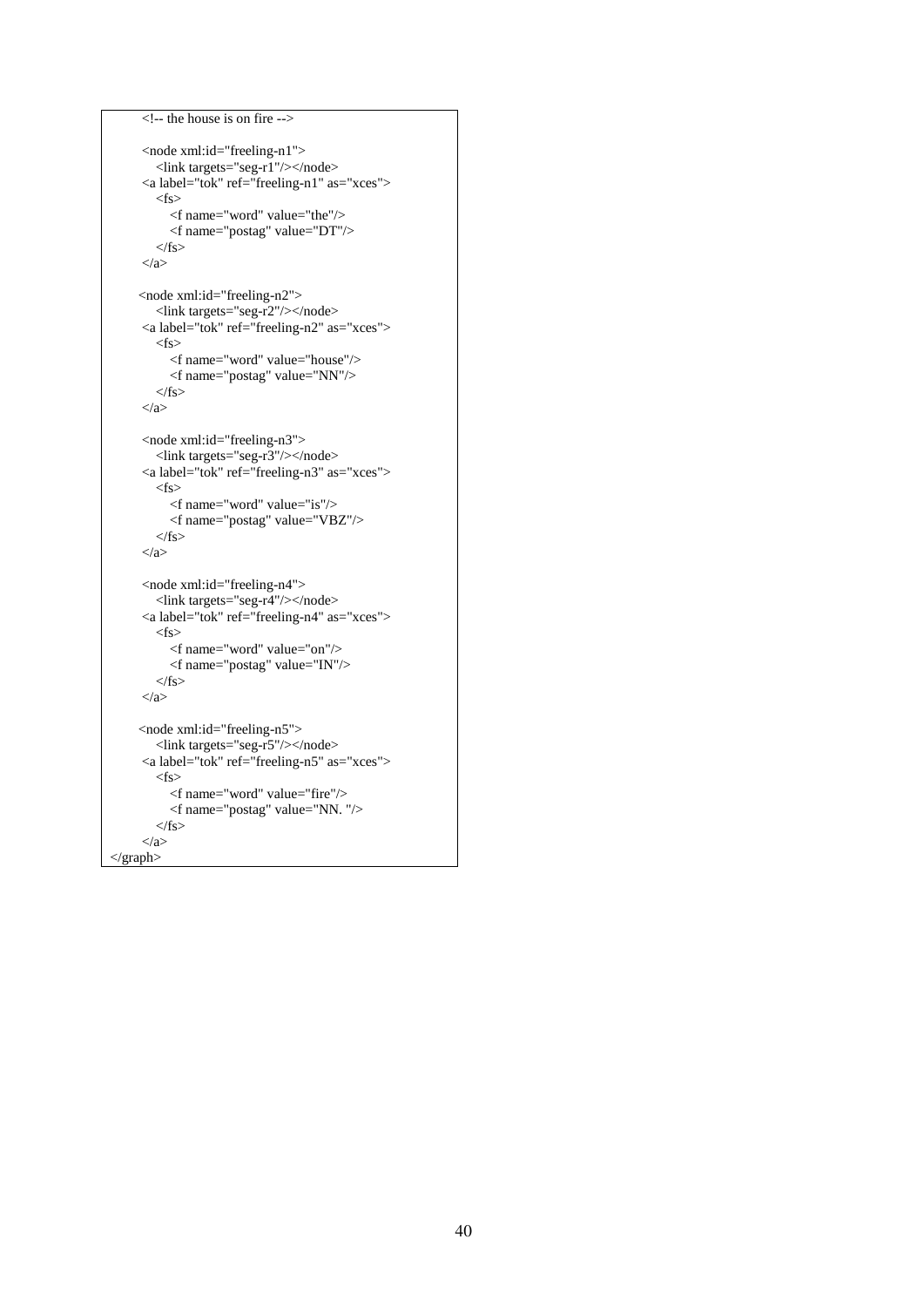```
    <!-- the house is on fire -->

    <node xml:id="freeling-n1">
       <link targets="seg-r1"/></node>
    <a label="tok" ref="freeling-n1" as="xces">
       <fs>
          <f name="word" value="the"/>
          <f name="postag" value="DT"/>
       </fs>
    </a>

    <node xml:id="freeling-n2">
       <link targets="seg-r2"/></node>
    <a label="tok" ref="freeling-n2" as="xces">
       <fs>
          <f name="word" value="house"/>
          <f name="postag" value="NN"/>
       </fs>
    </a>

    <node xml:id="freeling-n3">
       <link targets="seg-r3"/></node>
    <a label="tok" ref="freeling-n3" as="xces">
       <fs>
          <f name="word" value="is"/>
          <f name="postag" value="VBZ"/>
       </fs>
    </a>

    <node xml:id="freeling-n4">
       <link targets="seg-r4"/></node>
    <a label="tok" ref="freeling-n4" as="xces">
       <fs>
          <f name="word" value="on"/>
          <f name="postag" value="IN"/>
       </fs>
    </a>

    <node xml:id="freeling-n5">
       <link targets="seg-r5"/></node>
    <a label="tok" ref="freeling-n5" as="xces">
       <fs>
          <f name="word" value="fire"/>
          <f name="postag" value="NN. "/>
       </fs>
    </a>
</graph>
```